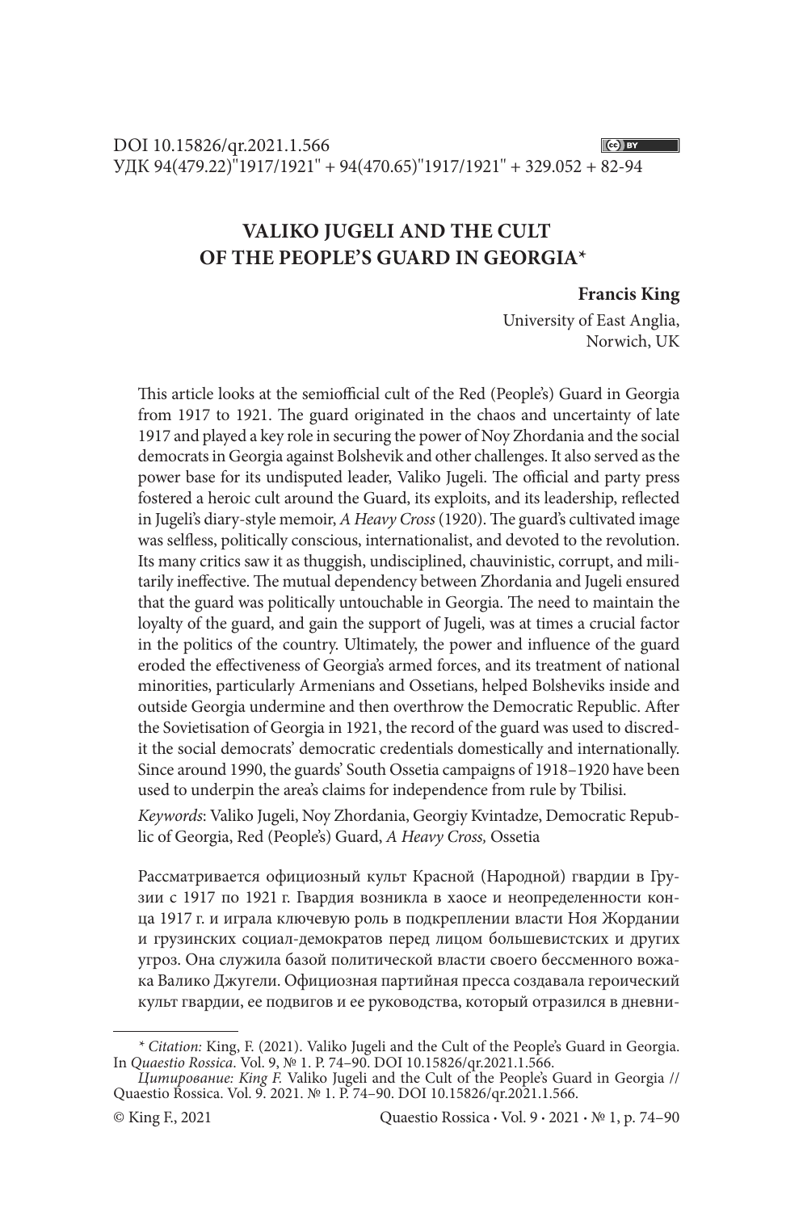DOI 10.15826/qr.2021.1.566
УДК 94(479.22)"1917/1921" + 94(470.65)"1917/1921" + 329.052 + 82-94

# VALIKO JUGELI AND THE CULT OF THE PEOPLE'S GUARD IN GEORGIA*

**Francis King**

University of East Anglia,
Norwich, UK

This article looks at the semiofficial cult of the Red (People's) Guard in Georgia from 1917 to 1921. The guard originated in the chaos and uncertainty of late 1917 and played a key role in securing the power of Noy Zhordania and the social democrats in Georgia against Bolshevik and other challenges. It also served as the power base for its undisputed leader, Valiko Jugeli. The official and party press fostered a heroic cult around the Guard, its exploits, and its leadership, reflected in Jugeli's diary-style memoir, *A Heavy Cross* (1920). The guard's cultivated image was selfless, politically conscious, internationalist, and devoted to the revolution. Its many critics saw it as thuggish, undisciplined, chauvinistic, corrupt, and militarily ineffective. The mutual dependency between Zhordania and Jugeli ensured that the guard was politically untouchable in Georgia. The need to maintain the loyalty of the guard, and gain the support of Jugeli, was at times a crucial factor in the politics of the country. Ultimately, the power and influence of the guard eroded the effectiveness of Georgia's armed forces, and its treatment of national minorities, particularly Armenians and Ossetians, helped Bolsheviks inside and outside Georgia undermine and then overthrow the Democratic Republic. After the Sovietisation of Georgia in 1921, the record of the guard was used to discredit the social democrats' democratic credentials domestically and internationally. Since around 1990, the guards' South Ossetia campaigns of 1918–1920 have been used to underpin the area's claims for independence from rule by Tbilisi.

*Keywords*: Valiko Jugeli, Noy Zhordania, Georgiy Kvintadze, Democratic Republic of Georgia, Red (People's) Guard, *A Heavy Cross,* Ossetia

Рассматривается официозный культ Красной (Народной) гвардии в Грузии с 1917 по 1921 г. Гвардия возникла в хаосе и неопределенности конца 1917 г. и играла ключевую роль в подкреплении власти Ноя Жордании и грузинских социал-демократов перед лицом большевистских и других угроз. Она служила базой политической власти своего бессменного вожака Валико Джугели. Официозная партийная пресса создавала героический культ гвардии, ее подвигов и ее руководства, который отразился в дневни-

---

\* *Citation:* King, F. (2021). Valiko Jugeli and the Cult of the People's Guard in Georgia. In *Quaestio Rossica*. Vol. 9, № 1. P. 74–90. DOI 10.15826/qr.2021.1.566.

*Цитирование: King F.* Valiko Jugeli and the Cult of the People's Guard in Georgia // Quaestio Rossica. Vol. 9. 2021. № 1. P. 74–90. DOI 10.15826/qr.2021.1.566.

© King F., 2021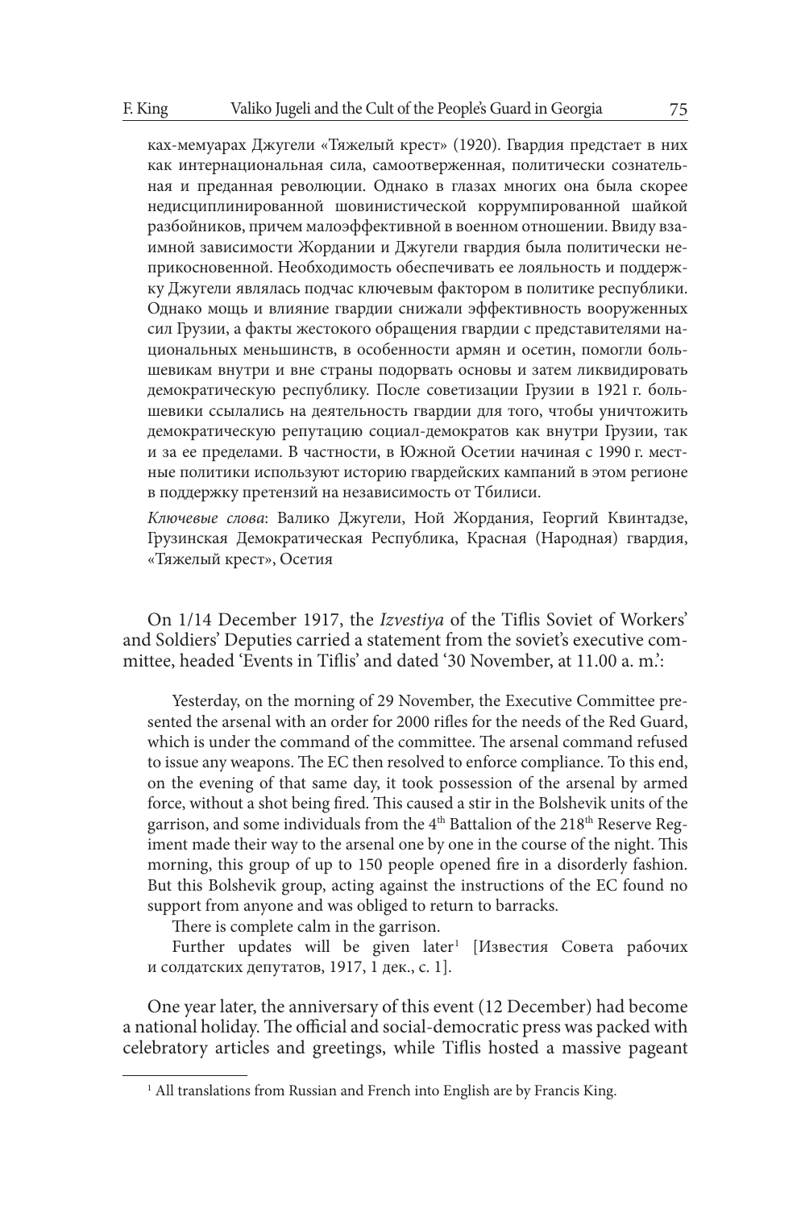ках-мемуарах Джугели «Тяжелый крест» (1920). Гвардия предстает в них как интернациональная сила, самоотверженная, политически сознательная и преданная революции. Однако в глазах многих она была скорее недисциплинированной шовинистической коррумпированной шайкой разбойников, причем малоэффективной в военном отношении. Ввиду взаимной зависимости Жордании и Джугели гвардия была политически неприкосновенной. Необходимость обеспечивать ее лояльность и поддержку Джугели являлась подчас ключевым фактором в политике республики. Однако мощь и влияние гвардии снижали эффективность вооруженных сил Грузии, а факты жестокого обращения гвардии с представителями национальных меньшинств, в особенности армян и осетин, помогли большевикам внутри и вне страны подорвать основы и затем ликвидировать демократическую республику. После советизации Грузии в 1921 г. большевики ссылались на деятельность гвардии для того, чтобы уничтожить демократическую репутацию социал-демократов как внутри Грузии, так и за ее пределами. В частности, в Южной Осетии начиная с 1990 г. местные политики используют историю гвардейских кампаний в этом регионе в поддержку претензий на независимость от Тбилиси.

*Ключевые слова*: Валико Джугели, Ной Жордания, Георгий Квинтадзе, Грузинская Демократическая Республика, Красная (Народная) гвардия, «Тяжелый крест», Осетия

On 1/14 December 1917, the *Izvestiya* of the Tiflis Soviet of Workers' and Soldiers' Deputies carried a statement from the soviet's executive committee, headed 'Events in Tiflis' and dated '30 November, at 11.00 a. m.':

> Yesterday, on the morning of 29 November, the Executive Committee presented the arsenal with an order for 2000 rifles for the needs of the Red Guard, which is under the command of the committee. The arsenal command refused to issue any weapons. The EC then resolved to enforce compliance. To this end, on the evening of that same day, it took possession of the arsenal by armed force, without a shot being fired. This caused a stir in the Bolshevik units of the garrison, and some individuals from the 4th Battalion of the 218th Reserve Regiment made their way to the arsenal one by one in the course of the night. This morning, this group of up to 150 people opened fire in a disorderly fashion. But this Bolshevik group, acting against the instructions of the EC found no support from anyone and was obliged to return to barracks.
>
> There is complete calm in the garrison.
>
> Further updates will be given later[1] [Известия Совета рабочих и солдатских депутатов, 1917, 1 дек., с. 1].

One year later, the anniversary of this event (12 December) had become a national holiday. The official and social-democratic press was packed with celebratory articles and greetings, while Tiflis hosted a massive pageant

[1] All translations from Russian and French into English are by Francis King.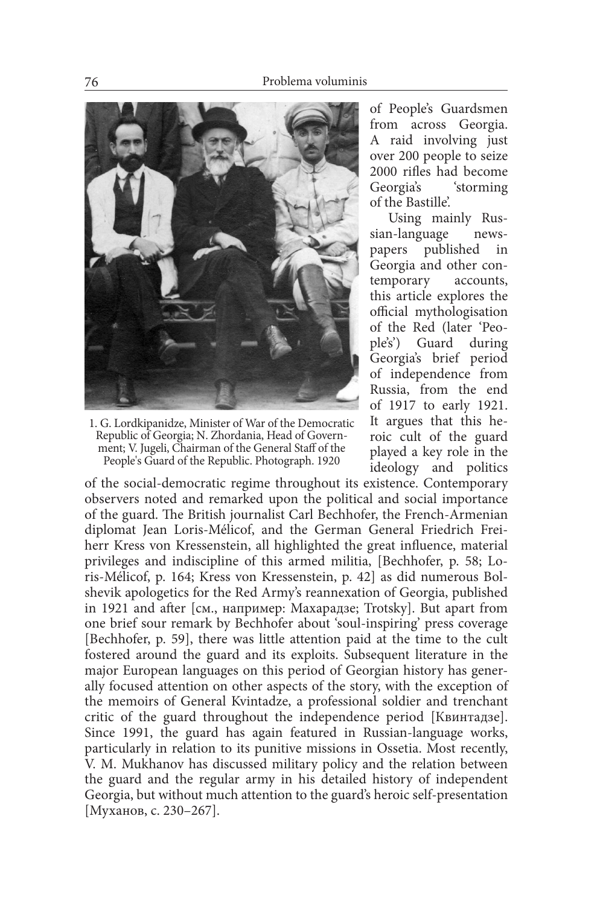1. G. Lordkipanidze, Minister of War of the Democratic Republic of Georgia; N. Zhordania, Head of Government; V. Jugeli, Chairman of the General Staff of the People's Guard of the Republic. Photograph. 1920

of People's Guardsmen from across Georgia. A raid involving just over 200 people to seize 2000 rifles had become Georgia's 'storming of the Bastille'.

Using mainly Russian-language newspapers published in Georgia and other contemporary accounts, this article explores the official mythologisation of the Red (later 'People's') Guard during Georgia's brief period of independence from Russia, from the end of 1917 to early 1921. It argues that this heroic cult of the guard played a key role in the ideology and politics of the social-democratic regime throughout its existence. Contemporary observers noted and remarked upon the political and social importance of the guard. The British journalist Carl Bechhofer, the French-Armenian diplomat Jean Loris-Mélicof, and the German General Friedrich Freiherr Kress von Kressenstein, all highlighted the great influence, material privileges and indiscipline of this armed militia, [Bechhofer, p. 58; Loris-Mélicof, p. 164; Kress von Kressenstein, p. 42] as did numerous Bolshevik apologetics for the Red Army's reannexation of Georgia, published in 1921 and after [см., например: Махарадзе; Trotsky]. But apart from one brief sour remark by Bechhofer about 'soul-inspiring' press coverage [Bechhofer, p. 59], there was little attention paid at the time to the cult fostered around the guard and its exploits. Subsequent literature in the major European languages on this period of Georgian history has generally focused attention on other aspects of the story, with the exception of the memoirs of General Kvintadze, a professional soldier and trenchant critic of the guard throughout the independence period [Квинтадзе]. Since 1991, the guard has again featured in Russian-language works, particularly in relation to its punitive missions in Ossetia. Most recently, V. M. Mukhanov has discussed military policy and the relation between the guard and the regular army in his detailed history of independent Georgia, but without much attention to the guard's heroic self-presentation [Муханов, с. 230–267].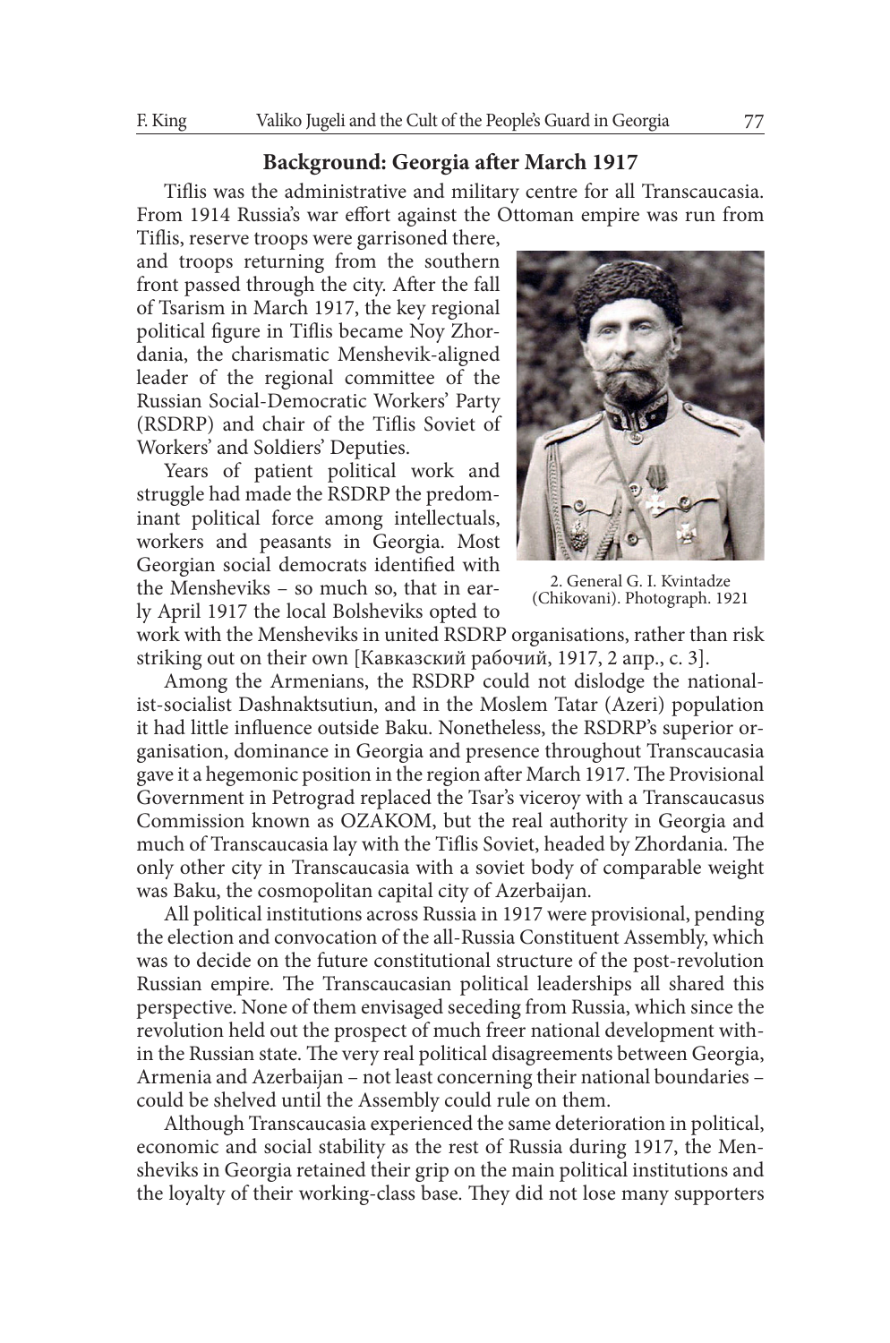## Background: Georgia after March 1917

Tiflis was the administrative and military centre for all Transcaucasia. From 1914 Russia's war effort against the Ottoman empire was run from Tiflis, reserve troops were garrisoned there, and troops returning from the southern front passed through the city. After the fall of Tsarism in March 1917, the key regional political figure in Tiflis became Noy Zhordania, the charismatic Menshevik-aligned leader of the regional committee of the Russian Social-Democratic Workers' Party (RSDRP) and chair of the Tiflis Soviet of Workers' and Soldiers' Deputies.

Years of patient political work and struggle had made the RSDRP the predominant political force among intellectuals, workers and peasants in Georgia. Most Georgian social democrats identified with the Mensheviks – so much so, that in early April 1917 the local Bolsheviks opted to work with the Mensheviks in united RSDRP organisations, rather than risk striking out on their own [Кавказский рабочий, 1917, 2 апр., с. 3].

2. General G. I. Kvintadze (Chikovani). Photograph. 1921

Among the Armenians, the RSDRP could not dislodge the nationalist-socialist Dashnaktsutiun, and in the Moslem Tatar (Azeri) population it had little influence outside Baku. Nonetheless, the RSDRP's superior organisation, dominance in Georgia and presence throughout Transcaucasia gave it a hegemonic position in the region after March 1917. The Provisional Government in Petrograd replaced the Tsar's viceroy with a Transcaucasus Commission known as OZAKOM, but the real authority in Georgia and much of Transcaucasia lay with the Tiflis Soviet, headed by Zhordania. The only other city in Transcaucasia with a soviet body of comparable weight was Baku, the cosmopolitan capital city of Azerbaijan.

All political institutions across Russia in 1917 were provisional, pending the election and convocation of the all-Russia Constituent Assembly, which was to decide on the future constitutional structure of the post-revolution Russian empire. The Transcaucasian political leaderships all shared this perspective. None of them envisaged seceding from Russia, which since the revolution held out the prospect of much freer national development within the Russian state. The very real political disagreements between Georgia, Armenia and Azerbaijan – not least concerning their national boundaries – could be shelved until the Assembly could rule on them.

Although Transcaucasia experienced the same deterioration in political, economic and social stability as the rest of Russia during 1917, the Mensheviks in Georgia retained their grip on the main political institutions and the loyalty of their working-class base. They did not lose many supporters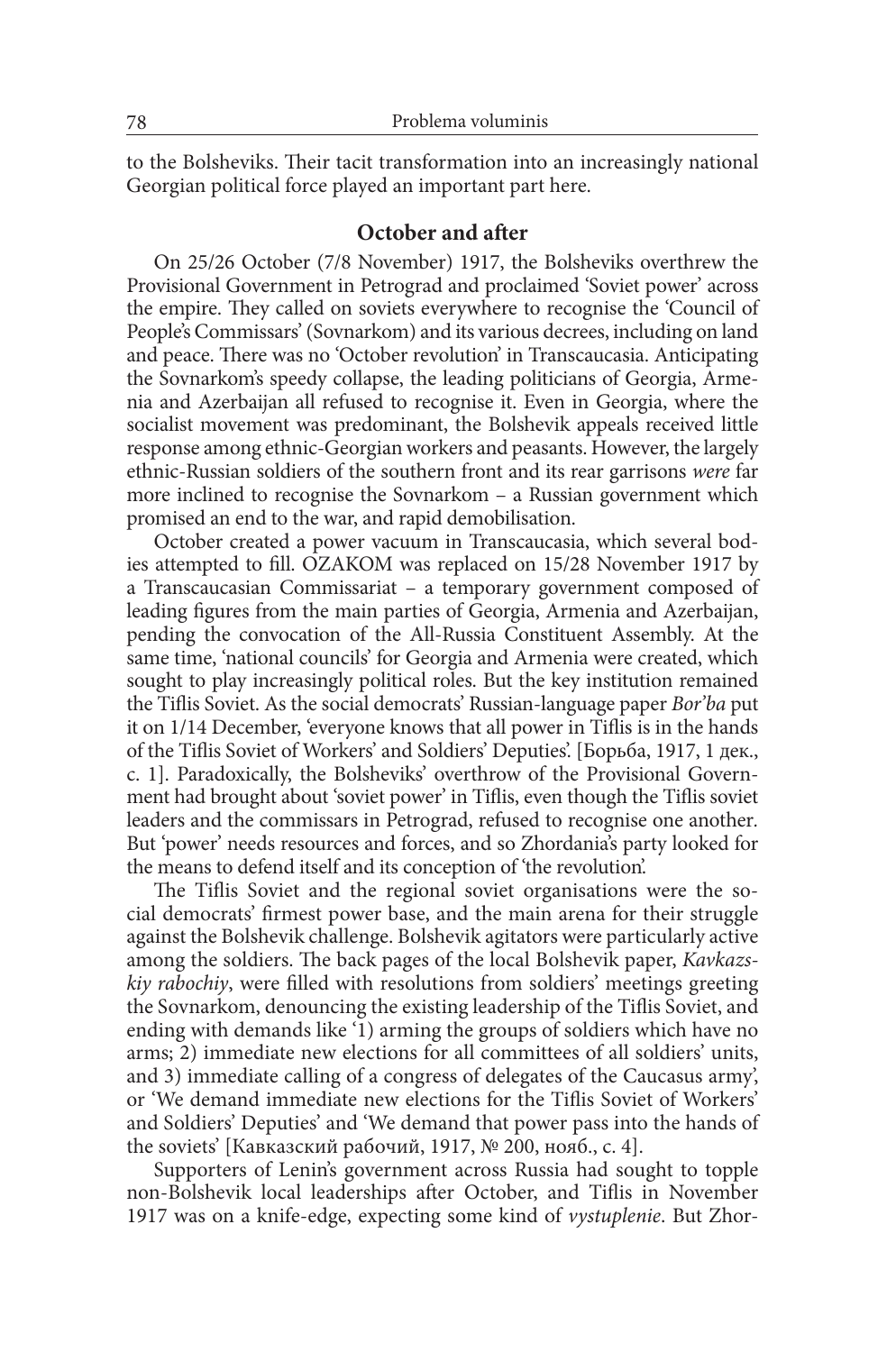to the Bolsheviks. Their tacit transformation into an increasingly national Georgian political force played an important part here.

## October and after

On 25/26 October (7/8 November) 1917, the Bolsheviks overthrew the Provisional Government in Petrograd and proclaimed 'Soviet power' across the empire. They called on soviets everywhere to recognise the 'Council of People's Commissars' (Sovnarkom) and its various decrees, including on land and peace. There was no 'October revolution' in Transcaucasia. Anticipating the Sovnarkom's speedy collapse, the leading politicians of Georgia, Armenia and Azerbaijan all refused to recognise it. Even in Georgia, where the socialist movement was predominant, the Bolshevik appeals received little response among ethnic-Georgian workers and peasants. However, the largely ethnic-Russian soldiers of the southern front and its rear garrisons *were* far more inclined to recognise the Sovnarkom – a Russian government which promised an end to the war, and rapid demobilisation.

October created a power vacuum in Transcaucasia, which several bodies attempted to fill. OZAKOM was replaced on 15/28 November 1917 by a Transcaucasian Commissariat – a temporary government composed of leading figures from the main parties of Georgia, Armenia and Azerbaijan, pending the convocation of the All-Russia Constituent Assembly. At the same time, 'national councils' for Georgia and Armenia were created, which sought to play increasingly political roles. But the key institution remained the Tiflis Soviet. As the social democrats' Russian-language paper *Bor'ba* put it on 1/14 December, 'everyone knows that all power in Tiflis is in the hands of the Tiflis Soviet of Workers' and Soldiers' Deputies'. [Борьба, 1917, 1 дек., с. 1]. Paradoxically, the Bolsheviks' overthrow of the Provisional Government had brought about 'soviet power' in Tiflis, even though the Tiflis soviet leaders and the commissars in Petrograd, refused to recognise one another. But 'power' needs resources and forces, and so Zhordania's party looked for the means to defend itself and its conception of 'the revolution'.

The Tiflis Soviet and the regional soviet organisations were the social democrats' firmest power base, and the main arena for their struggle against the Bolshevik challenge. Bolshevik agitators were particularly active among the soldiers. The back pages of the local Bolshevik paper, *Kavkazskiy rabochiy*, were filled with resolutions from soldiers' meetings greeting the Sovnarkom, denouncing the existing leadership of the Tiflis Soviet, and ending with demands like '1) arming the groups of soldiers which have no arms; 2) immediate new elections for all committees of all soldiers' units, and 3) immediate calling of a congress of delegates of the Caucasus army', or 'We demand immediate new elections for the Tiflis Soviet of Workers' and Soldiers' Deputies' and 'We demand that power pass into the hands of the soviets' [Кавказский рабочий, 1917, № 200, нояб., с. 4].

Supporters of Lenin's government across Russia had sought to topple non-Bolshevik local leaderships after October, and Tiflis in November 1917 was on a knife-edge, expecting some kind of *vystuplenie*. But Zhor-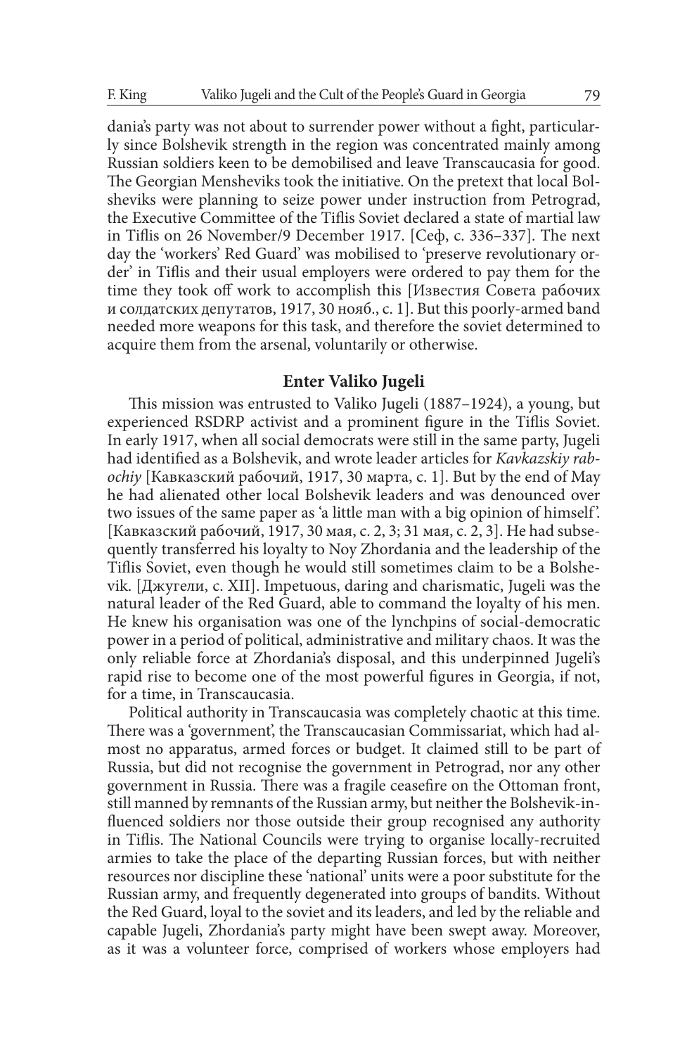dania's party was not about to surrender power without a fight, particularly since Bolshevik strength in the region was concentrated mainly among Russian soldiers keen to be demobilised and leave Transcaucasia for good. The Georgian Mensheviks took the initiative. On the pretext that local Bolsheviks were planning to seize power under instruction from Petrograd, the Executive Committee of the Tiflis Soviet declared a state of martial law in Tiflis on 26 November/9 December 1917. [Сеф, с. 336–337]. The next day the 'workers' Red Guard' was mobilised to 'preserve revolutionary order' in Tiflis and their usual employers were ordered to pay them for the time they took off work to accomplish this [Известия Совета рабочих и солдатских депутатов, 1917, 30 нояб., с. 1]. But this poorly-armed band needed more weapons for this task, and therefore the soviet determined to acquire them from the arsenal, voluntarily or otherwise.

## Enter Valiko Jugeli

This mission was entrusted to Valiko Jugeli (1887–1924), a young, but experienced RSDRP activist and a prominent figure in the Tiflis Soviet. In early 1917, when all social democrats were still in the same party, Jugeli had identified as a Bolshevik, and wrote leader articles for *Kavkazskiy rabochiy* [Кавказский рабочий, 1917, 30 марта, с. 1]. But by the end of May he had alienated other local Bolshevik leaders and was denounced over two issues of the same paper as 'a little man with a big opinion of himself'. [Кавказский рабочий, 1917, 30 мая, с. 2, 3; 31 мая, с. 2, 3]. He had subsequently transferred his loyalty to Noy Zhordania and the leadership of the Tiflis Soviet, even though he would still sometimes claim to be a Bolshevik. [Джугели, с. XII]. Impetuous, daring and charismatic, Jugeli was the natural leader of the Red Guard, able to command the loyalty of his men. He knew his organisation was one of the lynchpins of social-democratic power in a period of political, administrative and military chaos. It was the only reliable force at Zhordania's disposal, and this underpinned Jugeli's rapid rise to become one of the most powerful figures in Georgia, if not, for a time, in Transcaucasia.

Political authority in Transcaucasia was completely chaotic at this time. There was a 'government', the Transcaucasian Commissariat, which had almost no apparatus, armed forces or budget. It claimed still to be part of Russia, but did not recognise the government in Petrograd, nor any other government in Russia. There was a fragile ceasefire on the Ottoman front, still manned by remnants of the Russian army, but neither the Bolshevik-influenced soldiers nor those outside their group recognised any authority in Tiflis. The National Councils were trying to organise locally-recruited armies to take the place of the departing Russian forces, but with neither resources nor discipline these 'national' units were a poor substitute for the Russian army, and frequently degenerated into groups of bandits. Without the Red Guard, loyal to the soviet and its leaders, and led by the reliable and capable Jugeli, Zhordania's party might have been swept away. Moreover, as it was a volunteer force, comprised of workers whose employers had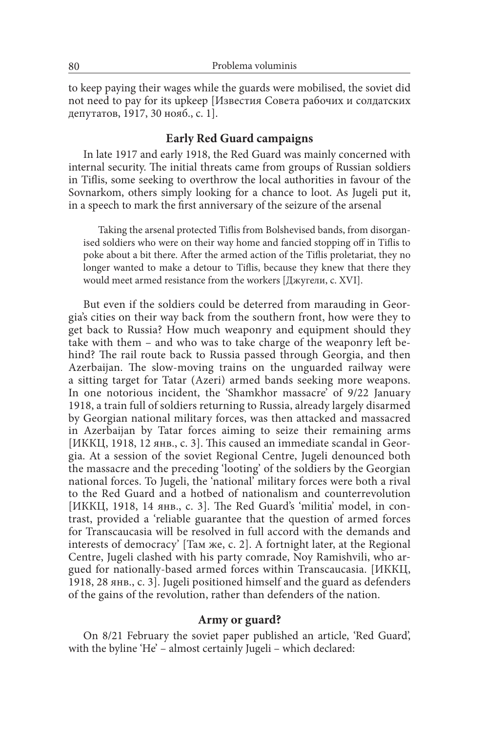to keep paying their wages while the guards were mobilised, the soviet did not need to pay for its upkeep [Известия Совета рабочих и солдатских депутатов, 1917, 30 нояб., с. 1].

## Early Red Guard campaigns

In late 1917 and early 1918, the Red Guard was mainly concerned with internal security. The initial threats came from groups of Russian soldiers in Tiflis, some seeking to overthrow the local authorities in favour of the Sovnarkom, others simply looking for a chance to loot. As Jugeli put it, in a speech to mark the first anniversary of the seizure of the arsenal

> Taking the arsenal protected Tiflis from Bolshevised bands, from disorganised soldiers who were on their way home and fancied stopping off in Tiflis to poke about a bit there. After the armed action of the Tiflis proletariat, they no longer wanted to make a detour to Tiflis, because they knew that there they would meet armed resistance from the workers [Джугели, с. XVI].

But even if the soldiers could be deterred from marauding in Georgia's cities on their way back from the southern front, how were they to get back to Russia? How much weaponry and equipment should they take with them – and who was to take charge of the weaponry left behind? The rail route back to Russia passed through Georgia, and then Azerbaijan. The slow-moving trains on the unguarded railway were a sitting target for Tatar (Azeri) armed bands seeking more weapons. In one notorious incident, the 'Shamkhor massacre' of 9/22 January 1918, a train full of soldiers returning to Russia, already largely disarmed by Georgian national military forces, was then attacked and massacred in Azerbaijan by Tatar forces aiming to seize their remaining arms [ИККЦ, 1918, 12 янв., с. 3]. This caused an immediate scandal in Georgia. At a session of the soviet Regional Centre, Jugeli denounced both the massacre and the preceding 'looting' of the soldiers by the Georgian national forces. To Jugeli, the 'national' military forces were both a rival to the Red Guard and a hotbed of nationalism and counterrevolution [ИККЦ, 1918, 14 янв., с. 3]. The Red Guard's 'militia' model, in contrast, provided a 'reliable guarantee that the question of armed forces for Transcaucasia will be resolved in full accord with the demands and interests of democracy' [Там же, с. 2]. A fortnight later, at the Regional Centre, Jugeli clashed with his party comrade, Noy Ramishvili, who argued for nationally-based armed forces within Transcaucasia. [ИККЦ, 1918, 28 янв., с. 3]. Jugeli positioned himself and the guard as defenders of the gains of the revolution, rather than defenders of the nation.

## Army or guard?

On 8/21 February the soviet paper published an article, 'Red Guard', with the byline 'He' – almost certainly Jugeli – which declared: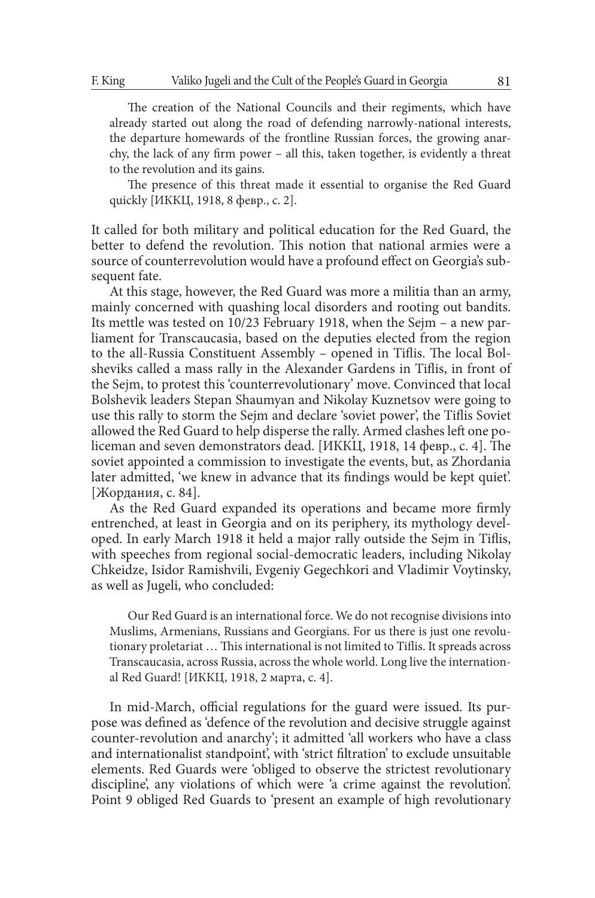The creation of the National Councils and their regiments, which have already started out along the road of defending narrowly-national interests, the departure homewards of the frontline Russian forces, the growing anarchy, the lack of any firm power – all this, taken together, is evidently a threat to the revolution and its gains.

The presence of this threat made it essential to organise the Red Guard quickly [ИККЦ, 1918, 8 февр., с. 2].

It called for both military and political education for the Red Guard, the better to defend the revolution. This notion that national armies were a source of counterrevolution would have a profound effect on Georgia's subsequent fate.

At this stage, however, the Red Guard was more a militia than an army, mainly concerned with quashing local disorders and rooting out bandits. Its mettle was tested on 10/23 February 1918, when the Sejm – a new parliament for Transcaucasia, based on the deputies elected from the region to the all-Russia Constituent Assembly – opened in Tiflis. The local Bolsheviks called a mass rally in the Alexander Gardens in Tiflis, in front of the Sejm, to protest this 'counterrevolutionary' move. Convinced that local Bolshevik leaders Stepan Shaumyan and Nikolay Kuznetsov were going to use this rally to storm the Sejm and declare 'soviet power', the Tiflis Soviet allowed the Red Guard to help disperse the rally. Armed clashes left one policeman and seven demonstrators dead. [ИККЦ, 1918, 14 февр., с. 4]. The soviet appointed a commission to investigate the events, but, as Zhordania later admitted, 'we knew in advance that its findings would be kept quiet'. [Жордания, с. 84].

As the Red Guard expanded its operations and became more firmly entrenched, at least in Georgia and on its periphery, its mythology developed. In early March 1918 it held a major rally outside the Sejm in Tiflis, with speeches from regional social-democratic leaders, including Nikolay Chkeidze, Isidor Ramishvili, Evgeniy Gegechkori and Vladimir Voytinsky, as well as Jugeli, who concluded:

> Our Red Guard is an international force. We do not recognise divisions into Muslims, Armenians, Russians and Georgians. For us there is just one revolutionary proletariat … This international is not limited to Tiflis. It spreads across Transcaucasia, across Russia, across the whole world. Long live the international Red Guard! [ИККЦ, 1918, 2 марта, с. 4].

In mid-March, official regulations for the guard were issued. Its purpose was defined as 'defence of the revolution and decisive struggle against counter-revolution and anarchy'; it admitted 'all workers who have a class and internationalist standpoint', with 'strict filtration' to exclude unsuitable elements. Red Guards were 'obliged to observe the strictest revolutionary discipline', any violations of which were 'a crime against the revolution'. Point 9 obliged Red Guards to 'present an example of high revolutionary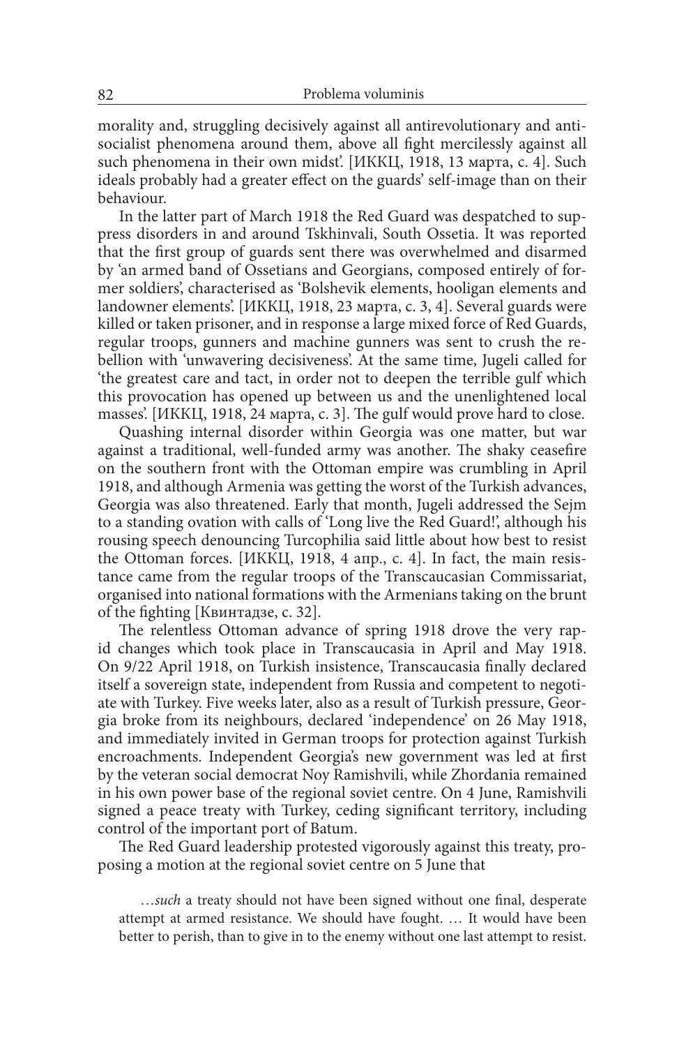morality and, struggling decisively against all antirevolutionary and anti-socialist phenomena around them, above all fight mercilessly against all such phenomena in their own midst'. [ИККЦ, 1918, 13 марта, с. 4]. Such ideals probably had a greater effect on the guards' self-image than on their behaviour.

In the latter part of March 1918 the Red Guard was despatched to suppress disorders in and around Tskhinvali, South Ossetia. It was reported that the first group of guards sent there was overwhelmed and disarmed by 'an armed band of Ossetians and Georgians, composed entirely of former soldiers', characterised as 'Bolshevik elements, hooligan elements and landowner elements'. [ИККЦ, 1918, 23 марта, с. 3, 4]. Several guards were killed or taken prisoner, and in response a large mixed force of Red Guards, regular troops, gunners and machine gunners was sent to crush the rebellion with 'unwavering decisiveness'. At the same time, Jugeli called for 'the greatest care and tact, in order not to deepen the terrible gulf which this provocation has opened up between us and the unenlightened local masses'. [ИККЦ, 1918, 24 марта, с. 3]. The gulf would prove hard to close.

Quashing internal disorder within Georgia was one matter, but war against a traditional, well-funded army was another. The shaky ceasefire on the southern front with the Ottoman empire was crumbling in April 1918, and although Armenia was getting the worst of the Turkish advances, Georgia was also threatened. Early that month, Jugeli addressed the Sejm to a standing ovation with calls of 'Long live the Red Guard!', although his rousing speech denouncing Turcophilia said little about how best to resist the Ottoman forces. [ИККЦ, 1918, 4 апр., с. 4]. In fact, the main resistance came from the regular troops of the Transcaucasian Commissariat, organised into national formations with the Armenians taking on the brunt of the fighting [Квинтадзе, с. 32].

The relentless Ottoman advance of spring 1918 drove the very rapid changes which took place in Transcaucasia in April and May 1918. On 9/22 April 1918, on Turkish insistence, Transcaucasia finally declared itself a sovereign state, independent from Russia and competent to negotiate with Turkey. Five weeks later, also as a result of Turkish pressure, Georgia broke from its neighbours, declared 'independence' on 26 May 1918, and immediately invited in German troops for protection against Turkish encroachments. Independent Georgia's new government was led at first by the veteran social democrat Noy Ramishvili, while Zhordania remained in his own power base of the regional soviet centre. On 4 June, Ramishvili signed a peace treaty with Turkey, ceding significant territory, including control of the important port of Batum.

The Red Guard leadership protested vigorously against this treaty, proposing a motion at the regional soviet centre on 5 June that

> …*such* a treaty should not have been signed without one final, desperate attempt at armed resistance. We should have fought. … It would have been better to perish, than to give in to the enemy without one last attempt to resist.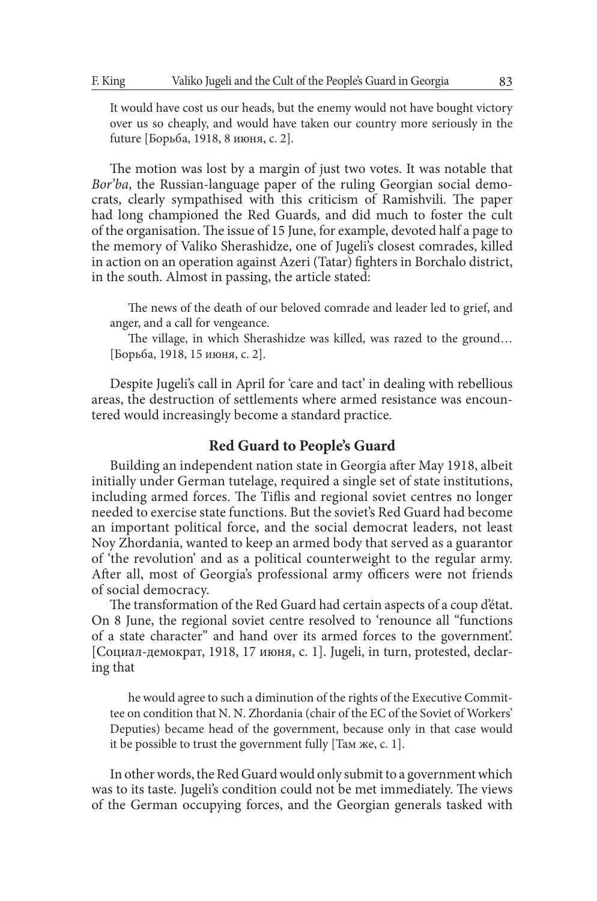> It would have cost us our heads, but the enemy would not have bought victory over us so cheaply, and would have taken our country more seriously in the future [Борьба, 1918, 8 июня, с. 2].

The motion was lost by a margin of just two votes. It was notable that *Bor'ba*, the Russian-language paper of the ruling Georgian social democrats, clearly sympathised with this criticism of Ramishvili. The paper had long championed the Red Guards, and did much to foster the cult of the organisation. The issue of 15 June, for example, devoted half a page to the memory of Valiko Sherashidze, one of Jugeli's closest comrades, killed in action on an operation against Azeri (Tatar) fighters in Borchalo district, in the south. Almost in passing, the article stated:

> The news of the death of our beloved comrade and leader led to grief, and anger, and a call for vengeance.
>
> The village, in which Sherashidze was killed, was razed to the ground… [Борьба, 1918, 15 июня, с. 2].

Despite Jugeli's call in April for 'care and tact' in dealing with rebellious areas, the destruction of settlements where armed resistance was encountered would increasingly become a standard practice.

## Red Guard to People's Guard

Building an independent nation state in Georgia after May 1918, albeit initially under German tutelage, required a single set of state institutions, including armed forces. The Tiflis and regional soviet centres no longer needed to exercise state functions. But the soviet's Red Guard had become an important political force, and the social democrat leaders, not least Noy Zhordania, wanted to keep an armed body that served as a guarantor of 'the revolution' and as a political counterweight to the regular army. After all, most of Georgia's professional army officers were not friends of social democracy.

The transformation of the Red Guard had certain aspects of a coup d'état. On 8 June, the regional soviet centre resolved to 'renounce all "functions of a state character" and hand over its armed forces to the government'. [Социал-демократ, 1918, 17 июня, с. 1]. Jugeli, in turn, protested, declaring that

> he would agree to such a diminution of the rights of the Executive Committee on condition that N. N. Zhordania (chair of the EC of the Soviet of Workers' Deputies) became head of the government, because only in that case would it be possible to trust the government fully [Там же, с. 1].

In other words, the Red Guard would only submit to a government which was to its taste. Jugeli's condition could not be met immediately. The views of the German occupying forces, and the Georgian generals tasked with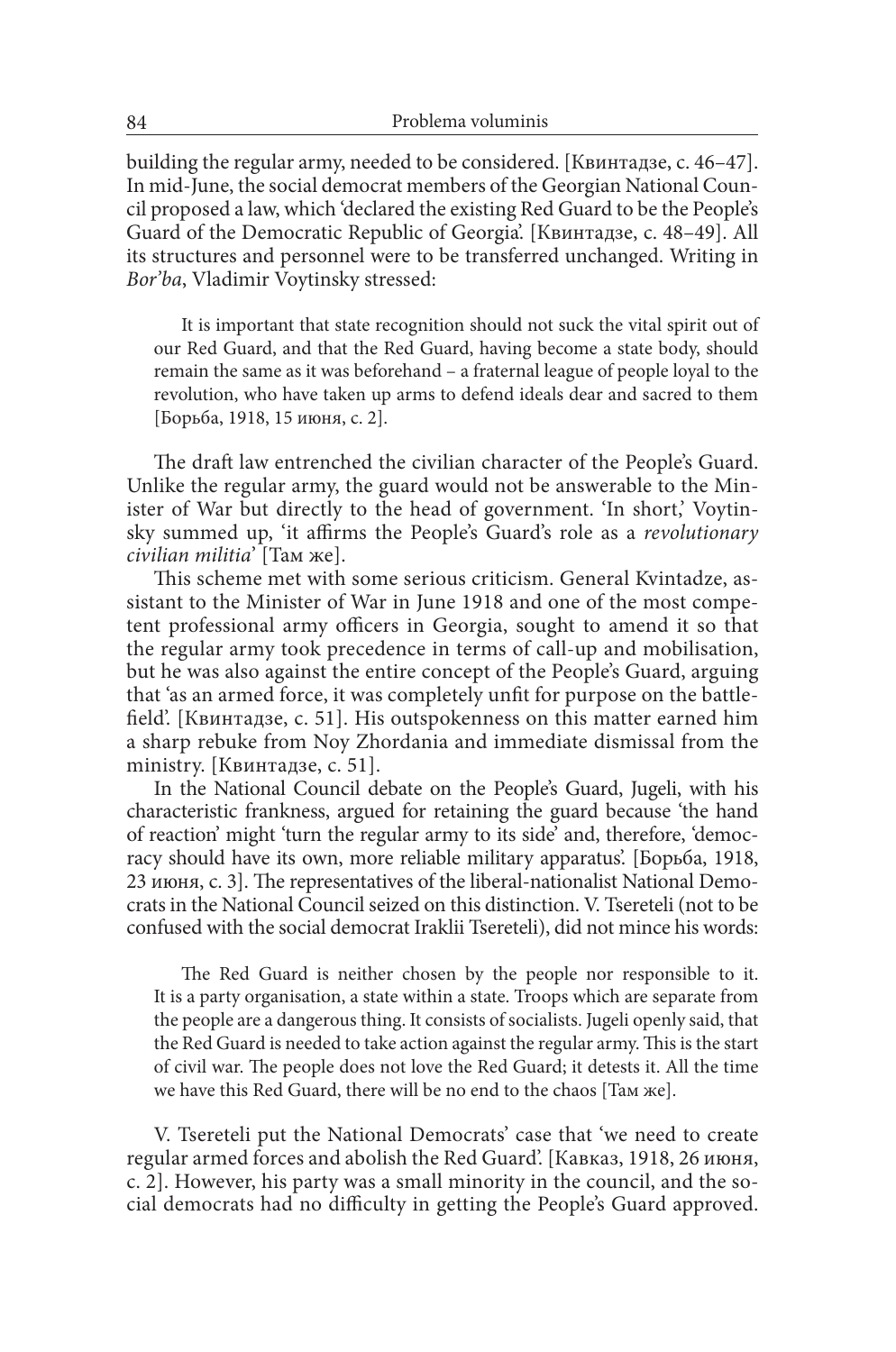building the regular army, needed to be considered. [Квинтадзе, с. 46–47]. In mid-June, the social democrat members of the Georgian National Council proposed a law, which 'declared the existing Red Guard to be the People's Guard of the Democratic Republic of Georgia'. [Квинтадзе, с. 48–49]. All its structures and personnel were to be transferred unchanged. Writing in *Bor'ba*, Vladimir Voytinsky stressed:

> It is important that state recognition should not suck the vital spirit out of our Red Guard, and that the Red Guard, having become a state body, should remain the same as it was beforehand – a fraternal league of people loyal to the revolution, who have taken up arms to defend ideals dear and sacred to them [Борьба, 1918, 15 июня, с. 2].

The draft law entrenched the civilian character of the People's Guard. Unlike the regular army, the guard would not be answerable to the Minister of War but directly to the head of government. 'In short,' Voytinsky summed up, 'it affirms the People's Guard's role as a *revolutionary civilian militia*' [Там же].

This scheme met with some serious criticism. General Kvintadze, assistant to the Minister of War in June 1918 and one of the most competent professional army officers in Georgia, sought to amend it so that the regular army took precedence in terms of call-up and mobilisation, but he was also against the entire concept of the People's Guard, arguing that 'as an armed force, it was completely unfit for purpose on the battlefield'. [Квинтадзе, с. 51]. His outspokenness on this matter earned him a sharp rebuke from Noy Zhordania and immediate dismissal from the ministry. [Квинтадзе, с. 51].

In the National Council debate on the People's Guard, Jugeli, with his characteristic frankness, argued for retaining the guard because 'the hand of reaction' might 'turn the regular army to its side' and, therefore, 'democracy should have its own, more reliable military apparatus'. [Борьба, 1918, 23 июня, с. 3]. The representatives of the liberal-nationalist National Democrats in the National Council seized on this distinction. V. Tsereteli (not to be confused with the social democrat Iraklii Tsereteli), did not mince his words:

> The Red Guard is neither chosen by the people nor responsible to it. It is a party organisation, a state within a state. Troops which are separate from the people are a dangerous thing. It consists of socialists. Jugeli openly said, that the Red Guard is needed to take action against the regular army. This is the start of civil war. The people does not love the Red Guard; it detests it. All the time we have this Red Guard, there will be no end to the chaos [Там же].

V. Tsereteli put the National Democrats' case that 'we need to create regular armed forces and abolish the Red Guard'. [Кавказ, 1918, 26 июня, с. 2]. However, his party was a small minority in the council, and the social democrats had no difficulty in getting the People's Guard approved.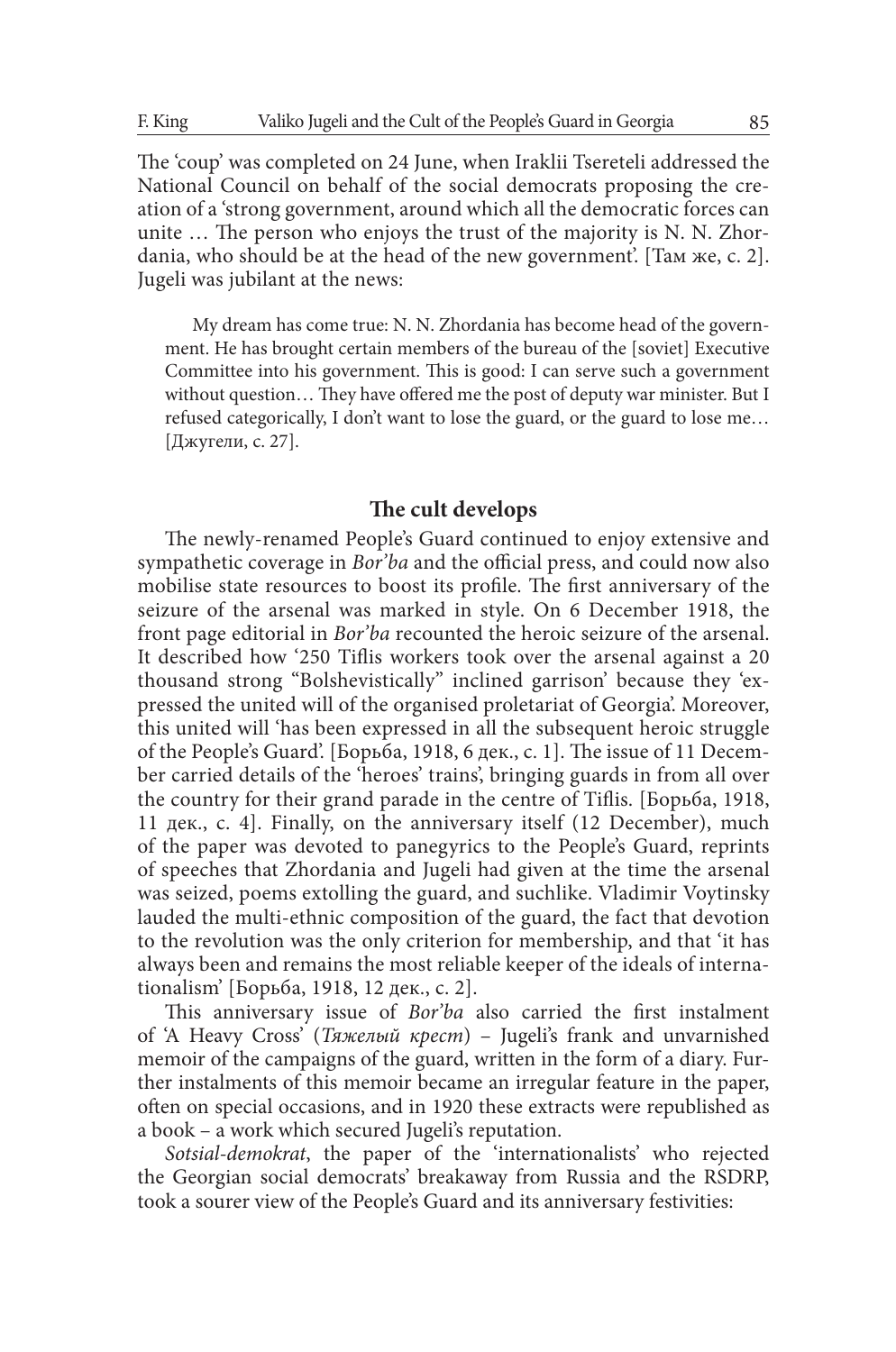The 'coup' was completed on 24 June, when Iraklii Tsereteli addressed the National Council on behalf of the social democrats proposing the creation of a 'strong government, around which all the democratic forces can unite … The person who enjoys the trust of the majority is N. N. Zhordania, who should be at the head of the new government'. [Там же, с. 2]. Jugeli was jubilant at the news:

> My dream has come true: N. N. Zhordania has become head of the government. He has brought certain members of the bureau of the [soviet] Executive Committee into his government. This is good: I can serve such a government without question… They have offered me the post of deputy war minister. But I refused categorically, I don't want to lose the guard, or the guard to lose me… [Джугели, с. 27].

## The cult develops

The newly-renamed People's Guard continued to enjoy extensive and sympathetic coverage in *Bor'ba* and the official press, and could now also mobilise state resources to boost its profile. The first anniversary of the seizure of the arsenal was marked in style. On 6 December 1918, the front page editorial in *Bor'ba* recounted the heroic seizure of the arsenal. It described how '250 Tiflis workers took over the arsenal against a 20 thousand strong "Bolshevistically" inclined garrison' because they 'expressed the united will of the organised proletariat of Georgia'. Moreover, this united will 'has been expressed in all the subsequent heroic struggle of the People's Guard'. [Борьба, 1918, 6 дек., с. 1]. The issue of 11 December carried details of the 'heroes' trains', bringing guards in from all over the country for their grand parade in the centre of Tiflis. [Борьба, 1918, 11 дек., с. 4]. Finally, on the anniversary itself (12 December), much of the paper was devoted to panegyrics to the People's Guard, reprints of speeches that Zhordania and Jugeli had given at the time the arsenal was seized, poems extolling the guard, and suchlike. Vladimir Voytinsky lauded the multi-ethnic composition of the guard, the fact that devotion to the revolution was the only criterion for membership, and that 'it has always been and remains the most reliable keeper of the ideals of internationalism' [Борьба, 1918, 12 дек., с. 2].

This anniversary issue of *Bor'ba* also carried the first instalment of 'A Heavy Cross' (*Тяжелый крест*) – Jugeli's frank and unvarnished memoir of the campaigns of the guard, written in the form of a diary. Further instalments of this memoir became an irregular feature in the paper, often on special occasions, and in 1920 these extracts were republished as a book – a work which secured Jugeli's reputation.

*Sotsial-demokrat*, the paper of the 'internationalists' who rejected the Georgian social democrats' breakaway from Russia and the RSDRP, took a sourer view of the People's Guard and its anniversary festivities: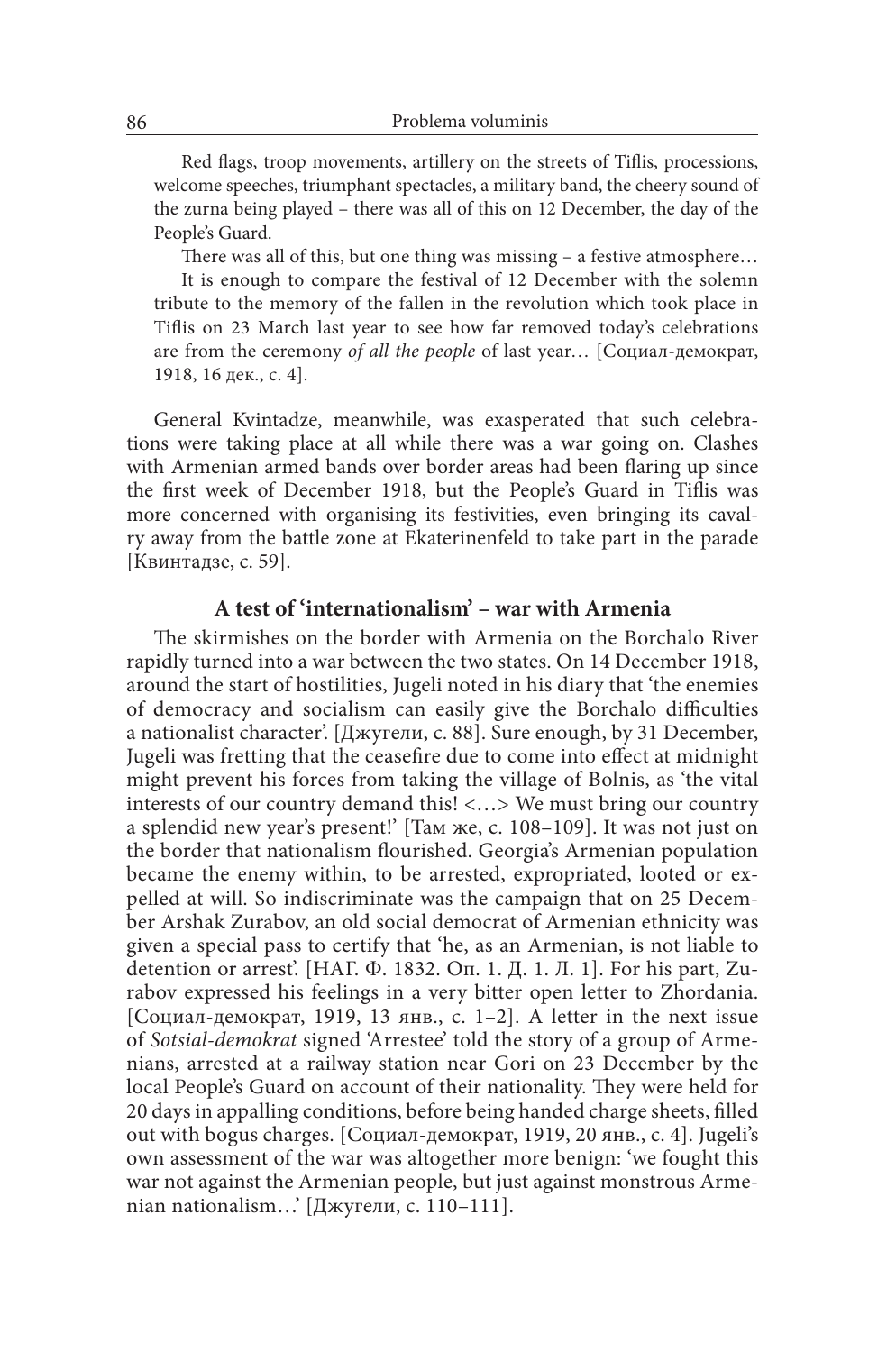Red flags, troop movements, artillery on the streets of Tiflis, processions, welcome speeches, triumphant spectacles, a military band, the cheery sound of the zurna being played – there was all of this on 12 December, the day of the People's Guard.

There was all of this, but one thing was missing – a festive atmosphere…

It is enough to compare the festival of 12 December with the solemn tribute to the memory of the fallen in the revolution which took place in Tiflis on 23 March last year to see how far removed today's celebrations are from the ceremony *of all the people* of last year… [Социал-демократ, 1918, 16 дек., с. 4].

General Kvintadze, meanwhile, was exasperated that such celebrations were taking place at all while there was a war going on. Clashes with Armenian armed bands over border areas had been flaring up since the first week of December 1918, but the People's Guard in Tiflis was more concerned with organising its festivities, even bringing its cavalry away from the battle zone at Ekaterinenfeld to take part in the parade [Квинтадзе, с. 59].

## A test of 'internationalism' – war with Armenia

The skirmishes on the border with Armenia on the Borchalo River rapidly turned into a war between the two states. On 14 December 1918, around the start of hostilities, Jugeli noted in his diary that 'the enemies of democracy and socialism can easily give the Borchalo difficulties a nationalist character'. [Джугели, с. 88]. Sure enough, by 31 December, Jugeli was fretting that the ceasefire due to come into effect at midnight might prevent his forces from taking the village of Bolnis, as 'the vital interests of our country demand this! <…> We must bring our country a splendid new year's present!' [Там же, с. 108–109]. It was not just on the border that nationalism flourished. Georgia's Armenian population became the enemy within, to be arrested, expropriated, looted or expelled at will. So indiscriminate was the campaign that on 25 December Arshak Zurabov, an old social democrat of Armenian ethnicity was given a special pass to certify that 'he, as an Armenian, is not liable to detention or arrest'. [НАГ. Ф. 1832. Оп. 1. Д. 1. Л. 1]. For his part, Zurabov expressed his feelings in a very bitter open letter to Zhordania. [Социал-демократ, 1919, 13 янв., с. 1–2]. A letter in the next issue of *Sotsial-demokrat* signed 'Arrestee' told the story of a group of Armenians, arrested at a railway station near Gori on 23 December by the local People's Guard on account of their nationality. They were held for 20 days in appalling conditions, before being handed charge sheets, filled out with bogus charges. [Социал-демократ, 1919, 20 янв., с. 4]. Jugeli's own assessment of the war was altogether more benign: 'we fought this war not against the Armenian people, but just against monstrous Armenian nationalism…' [Джугели, с. 110–111].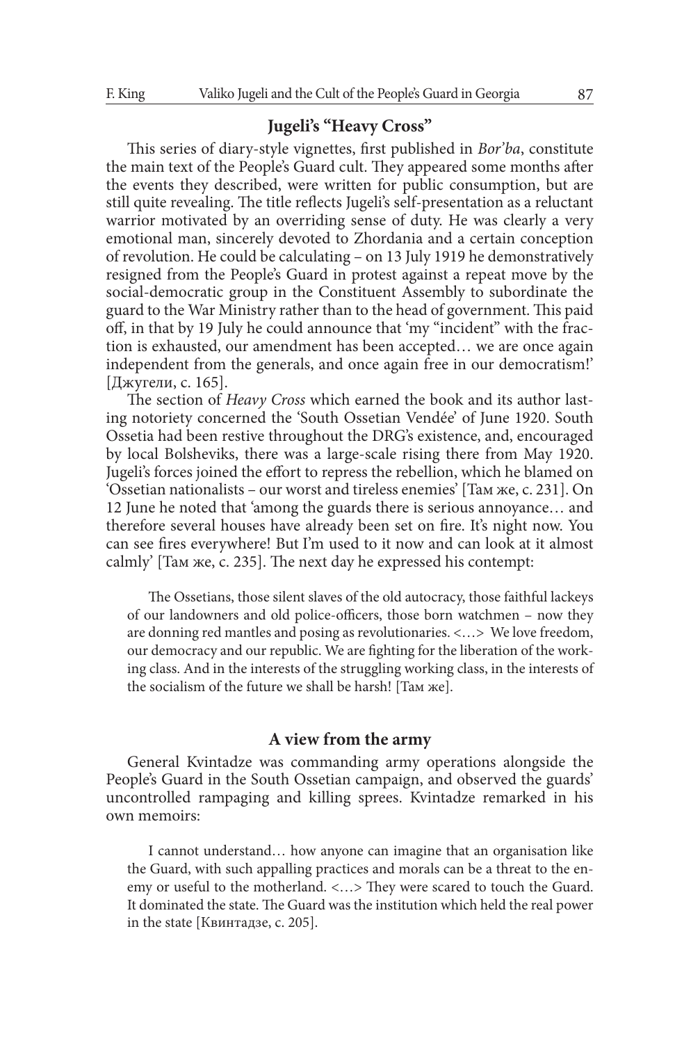## Jugeli's "Heavy Cross"

This series of diary-style vignettes, first published in *Bor'ba*, constitute the main text of the People's Guard cult. They appeared some months after the events they described, were written for public consumption, but are still quite revealing. The title reflects Jugeli's self-presentation as a reluctant warrior motivated by an overriding sense of duty. He was clearly a very emotional man, sincerely devoted to Zhordania and a certain conception of revolution. He could be calculating – on 13 July 1919 he demonstratively resigned from the People's Guard in protest against a repeat move by the social-democratic group in the Constituent Assembly to subordinate the guard to the War Ministry rather than to the head of government. This paid off, in that by 19 July he could announce that 'my "incident" with the fraction is exhausted, our amendment has been accepted… we are once again independent from the generals, and once again free in our democratism!' [Джугели, c. 165].

The section of *Heavy Cross* which earned the book and its author lasting notoriety concerned the 'South Ossetian Vendée' of June 1920. South Ossetia had been restive throughout the DRG's existence, and, encouraged by local Bolsheviks, there was a large-scale rising there from May 1920. Jugeli's forces joined the effort to repress the rebellion, which he blamed on 'Ossetian nationalists – our worst and tireless enemies' [Там же, c. 231]. On 12 June he noted that 'among the guards there is serious annoyance… and therefore several houses have already been set on fire. It's night now. You can see fires everywhere! But I'm used to it now and can look at it almost calmly' [Там же, c. 235]. The next day he expressed his contempt:

> The Ossetians, those silent slaves of the old autocracy, those faithful lackeys of our landowners and old police-officers, those born watchmen – now they are donning red mantles and posing as revolutionaries. <…> We love freedom, our democracy and our republic. We are fighting for the liberation of the working class. And in the interests of the struggling working class, in the interests of the socialism of the future we shall be harsh! [Там же].

## A view from the army

General Kvintadze was commanding army operations alongside the People's Guard in the South Ossetian campaign, and observed the guards' uncontrolled rampaging and killing sprees. Kvintadze remarked in his own memoirs:

> I cannot understand… how anyone can imagine that an organisation like the Guard, with such appalling practices and morals can be a threat to the enemy or useful to the motherland. <…> They were scared to touch the Guard. It dominated the state. The Guard was the institution which held the real power in the state [Квинтадзе, c. 205].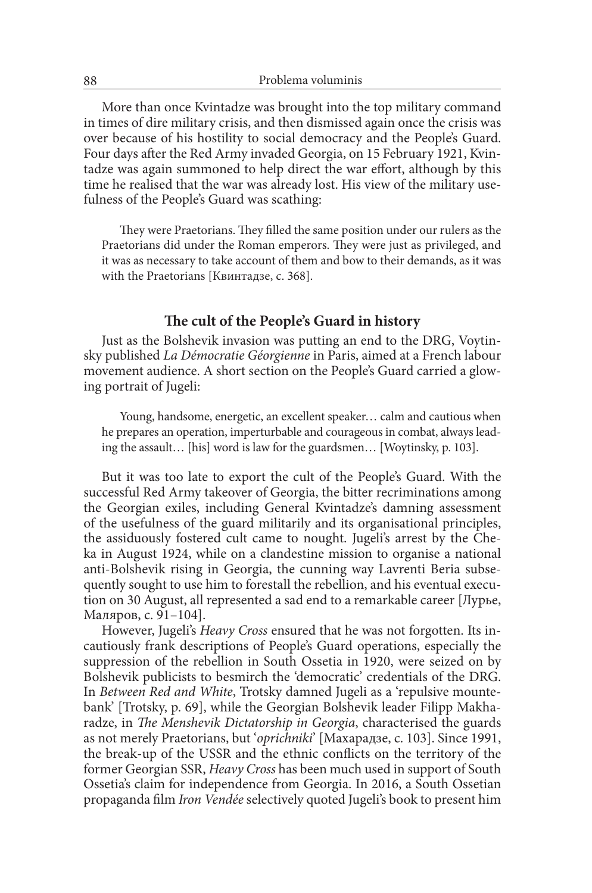More than once Kvintadze was brought into the top military command in times of dire military crisis, and then dismissed again once the crisis was over because of his hostility to social democracy and the People's Guard. Four days after the Red Army invaded Georgia, on 15 February 1921, Kvintadze was again summoned to help direct the war effort, although by this time he realised that the war was already lost. His view of the military usefulness of the People's Guard was scathing:

> They were Praetorians. They filled the same position under our rulers as the Praetorians did under the Roman emperors. They were just as privileged, and it was as necessary to take account of them and bow to their demands, as it was with the Praetorians [Квинтадзе, с. 368].

### The cult of the People's Guard in history

Just as the Bolshevik invasion was putting an end to the DRG, Voytinsky published *La Démocratie Géorgienne* in Paris, aimed at a French labour movement audience. A short section on the People's Guard carried a glowing portrait of Jugeli:

> Young, handsome, energetic, an excellent speaker… calm and cautious when he prepares an operation, imperturbable and courageous in combat, always leading the assault… [his] word is law for the guardsmen… [Woytinsky, p. 103].

But it was too late to export the cult of the People's Guard. With the successful Red Army takeover of Georgia, the bitter recriminations among the Georgian exiles, including General Kvintadze's damning assessment of the usefulness of the guard militarily and its organisational principles, the assiduously fostered cult came to nought. Jugeli's arrest by the Cheka in August 1924, while on a clandestine mission to organise a national anti-Bolshevik rising in Georgia, the cunning way Lavrenti Beria subsequently sought to use him to forestall the rebellion, and his eventual execution on 30 August, all represented a sad end to a remarkable career [Лурье, Маляров, с. 91–104].

However, Jugeli's *Heavy Cross* ensured that he was not forgotten. Its incautiously frank descriptions of People's Guard operations, especially the suppression of the rebellion in South Ossetia in 1920, were seized on by Bolshevik publicists to besmirch the 'democratic' credentials of the DRG. In *Between Red and White*, Trotsky damned Jugeli as a 'repulsive mountebank' [Trotsky, p. 69], while the Georgian Bolshevik leader Filipp Makharadze, in *The Menshevik Dictatorship in Georgia*, characterised the guards as not merely Praetorians, but '*oprichniki*' [Махарадзе, с. 103]. Since 1991, the break-up of the USSR and the ethnic conflicts on the territory of the former Georgian SSR, *Heavy Cross* has been much used in support of South Ossetia's claim for independence from Georgia. In 2016, a South Ossetian propaganda film *Iron Vendée* selectively quoted Jugeli's book to present him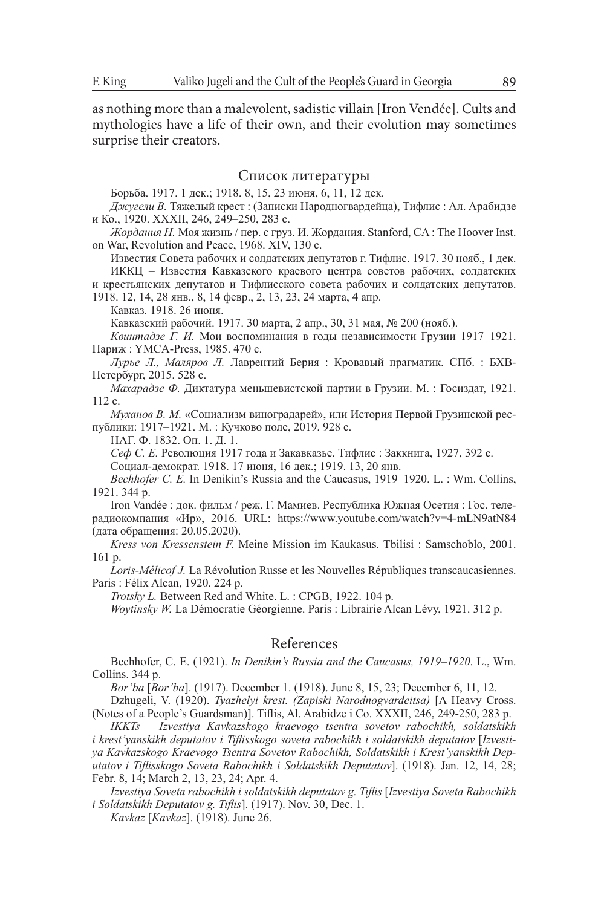as nothing more than a malevolent, sadistic villain [Iron Vendée]. Cults and mythologies have a life of their own, and their evolution may sometimes surprise their creators.

## Список литературы

Борьба. 1917. 1 дек.; 1918. 8, 15, 23 июня, 6, 11, 12 дек.

*Джугели В.* Тяжелый крест : (Записки Народногвардейца), Тифлис : Ал. Арабидзе и Ко., 1920. XXXII, 246, 249–250, 283 с.

*Жордания Н.* Моя жизнь / пер. с груз. И. Жордания. Stanford, CA : The Hoover Inst. on War, Revolution and Peace, 1968. XIV, 130 с.

Известия Совета рабочих и солдатских депутатов г. Тифлис. 1917. 30 нояб., 1 дек.

ИККЦ – Известия Кавказского краевого центра советов рабочих, солдатских и крестьянских депутатов и Тифлисского совета рабочих и солдатских депутатов. 1918. 12, 14, 28 янв., 8, 14 февр., 2, 13, 23, 24 марта, 4 апр.

Кавказ. 1918. 26 июня.

Кавказский рабочий. 1917. 30 марта, 2 апр., 30, 31 мая, № 200 (нояб.).

*Квинтадзе Г. И.* Мои воспоминания в годы независимости Грузии 1917–1921. Париж : YMCA-Press, 1985. 470 с.

*Лурье Л., Маляров Л.* Лаврентий Берия : Кровавый прагматик. СПб. : БХВ-Петербург, 2015. 528 с.

*Махарадзе Ф.* Диктатура меньшевистской партии в Грузии. М. : Госиздат, 1921. 112 с.

*Муханов В. М.* «Социализм виноградарей», или История Первой Грузинской республики: 1917–1921. М. : Кучково поле, 2019. 928 с.

НАГ. Ф. 1832. Оп. 1. Д. 1.

*Сеф С. Е.* Революция 1917 года и Закавказье. Тифлис : Заккнига, 1927, 392 с.

Социал-демократ. 1918. 17 июня, 16 дек.; 1919. 13, 20 янв.

*Bechhofer C. E.* In Denikin's Russia and the Caucasus, 1919–1920. L. : Wm. Collins, 1921. 344 p.

Iron Vendée : док. фильм / реж. Г. Мамиев. Республика Южная Осетия : Гос. телерадиокомпания «Ир», 2016. URL: https://www.youtube.com/watch?v=4-mLN9atN84 (дата обращения: 20.05.2020).

*Kress von Kressenstein F.* Meine Mission im Kaukasus. Tbilisi : Samschoblo, 2001. 161 p.

*Loris-Mélicof J.* La Révolution Russe et les Nouvelles Républiques transcaucasiennes. Paris : Félix Alcan, 1920. 224 p.

*Trotsky L.* Between Red and White. L. : CPGB, 1922. 104 p.

*Woytinsky W.* La Démocratie Géorgienne. Paris : Librairie Alcan Lévy, 1921. 312 p.

## References

Bechhofer, C. E. (1921). *In Denikin's Russia and the Caucasus, 1919–1920*. L., Wm. Collins. 344 p.

*Bor'ba* [*Bor'ba*]. (1917). December 1. (1918). June 8, 15, 23; December 6, 11, 12.

Dzhugeli, V. (1920). *Tyazhelyi krest. (Zapiski Narodnogvardeitsa)* [A Heavy Cross. (Notes of a People's Guardsman)]. Tiflis, Al. Arabidze i Co. XXXII, 246, 249-250, 283 p.

*IKKTs – Izvestiya Kavkazskogo kraevogo tsentra sovetov rabochikh, soldatskikh i krest'yanskikh deputatov i Tiflisskogo soveta rabochikh i soldatskikh deputatov* [*Izvestiya Kavkazskogo Kraevogo Tsentra Sovetov Rabochikh, Soldatskikh i Krest'yanskikh Deputatov i Tiflisskogo Soveta Rabochikh i Soldatskikh Deputatov*]. (1918). Jan. 12, 14, 28; Febr. 8, 14; March 2, 13, 23, 24; Apr. 4.

*Izvestiya Soveta rabochikh i soldatskikh deputatov g. Tiflis* [*Izvestiya Soveta Rabochikh i Soldatskikh Deputatov g. Tiflis*]. (1917). Nov. 30, Dec. 1.

*Kavkaz* [*Kavkaz*]. (1918). June 26.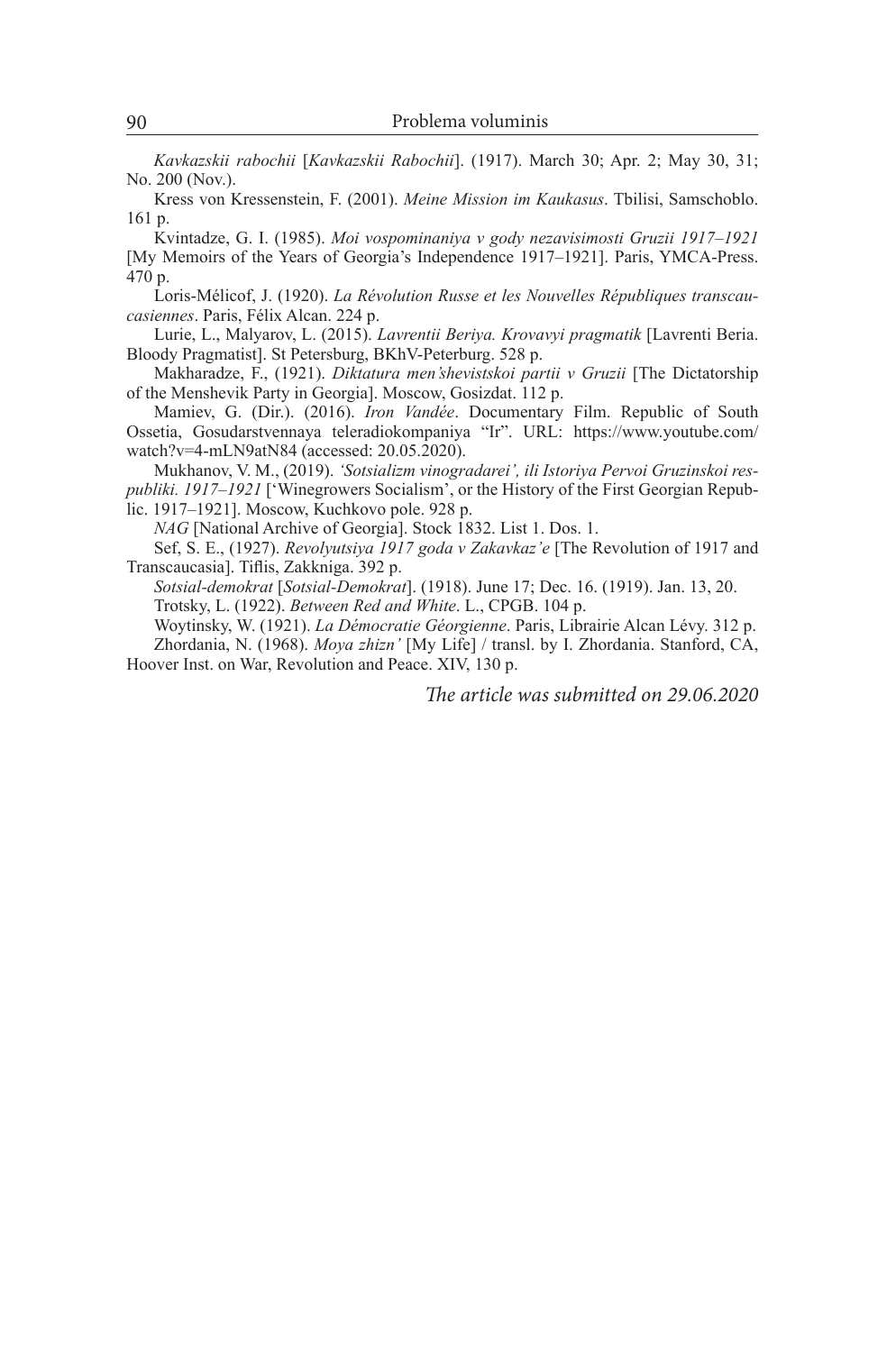*Kavkazskii rabochii* [*Kavkazskii Rabochii*]. (1917). March 30; Apr. 2; May 30, 31; No. 200 (Nov.).

Kress von Kressenstein, F. (2001). *Meine Mission im Kaukasus*. Tbilisi, Samschoblo. 161 p.

Kvintadze, G. I. (1985). *Moi vospominaniya v gody nezavisimosti Gruzii 1917–1921* [My Memoirs of the Years of Georgia's Independence 1917–1921]. Paris, YMCA-Press. 470 p.

Loris-Mélicof, J. (1920). *La Révolution Russe et les Nouvelles Républiques transcaucasiennes*. Paris, Félix Alcan. 224 p.

Lurie, L., Malyarov, L. (2015). *Lavrentii Beriya. Krovavyi pragmatik* [Lavrenti Beria. Bloody Pragmatist]. St Petersburg, BKhV-Peterburg. 528 p.

Makharadze, F., (1921). *Diktatura men'shevistskoi partii v Gruzii* [The Dictatorship of the Menshevik Party in Georgia]. Moscow, Gosizdat. 112 p.

Mamiev, G. (Dir.). (2016). *Iron Vandée*. Documentary Film. Republic of South Ossetia, Gosudarstvennaya teleradiokompaniya "Ir". URL: https://www.youtube.com/watch?v=4-mLN9atN84 (accessed: 20.05.2020).

Mukhanov, V. M., (2019). *'Sotsializm vinogradarei', ili Istoriya Pervoi Gruzinskoi respubliki. 1917–1921* ['Winegrowers Socialism', or the History of the First Georgian Republic. 1917–1921]. Moscow, Kuchkovo pole. 928 p.

*NAG* [National Archive of Georgia]. Stock 1832. List 1. Dos. 1.

Sef, S. E., (1927). *Revolyutsiya 1917 goda v Zakavkaz'e* [The Revolution of 1917 and Transcaucasia]. Tiflis, Zakkniga. 392 p.

*Sotsial-demokrat* [*Sotsial-Demokrat*]. (1918). June 17; Dec. 16. (1919). Jan. 13, 20.

Trotsky, L. (1922). *Between Red and White*. L., CPGB. 104 p.

Woytinsky, W. (1921). *La Démocratie Géorgienne*. Paris, Librairie Alcan Lévy. 312 p.

Zhordania, N. (1968). *Moya zhizn'* [My Life] / transl. by I. Zhordania. Stanford, CA, Hoover Inst. on War, Revolution and Peace. XIV, 130 p.

*The article was submitted on 29.06.2020*